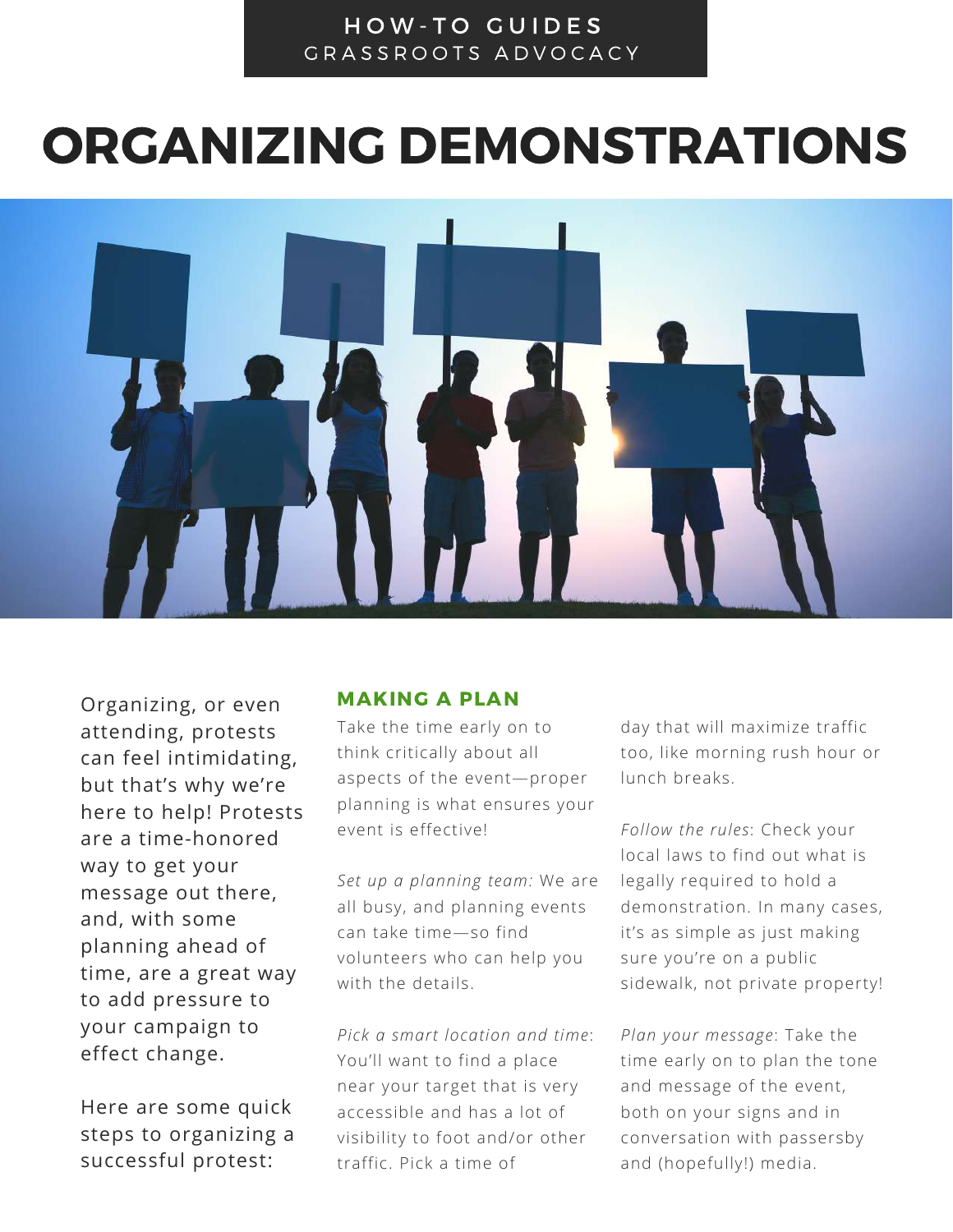HOW-TO GUIDES
GRASSROOTS ADVOCACY

# ORGANIZING DEMONSTRATIONS

Organizing, or even attending, protests can feel intimidating, but that's why we're here to help! Protests are a time-honored way to get your message out there, and, with some planning ahead of time, are a great way to add pressure to your campaign to effect change.

Here are some quick steps to organizing a successful protest:

## MAKING A PLAN

Take the time early on to think critically about all aspects of the event—proper planning is what ensures your event is effective!

*Set up a planning team:* We are all busy, and planning events can take time—so find volunteers who can help you with the details.

*Pick a smart location and time*: You'll want to find a place near your target that is very accessible and has a lot of visibility to foot and/or other traffic. Pick a time of day that will maximize traffic too, like morning rush hour or lunch breaks.

*Follow the rules*: Check your local laws to find out what is legally required to hold a demonstration. In many cases, it's as simple as just making sure you're on a public sidewalk, not private property!

*Plan your message*: Take the time early on to plan the tone and message of the event, both on your signs and in conversation with passersby and (hopefully!) media.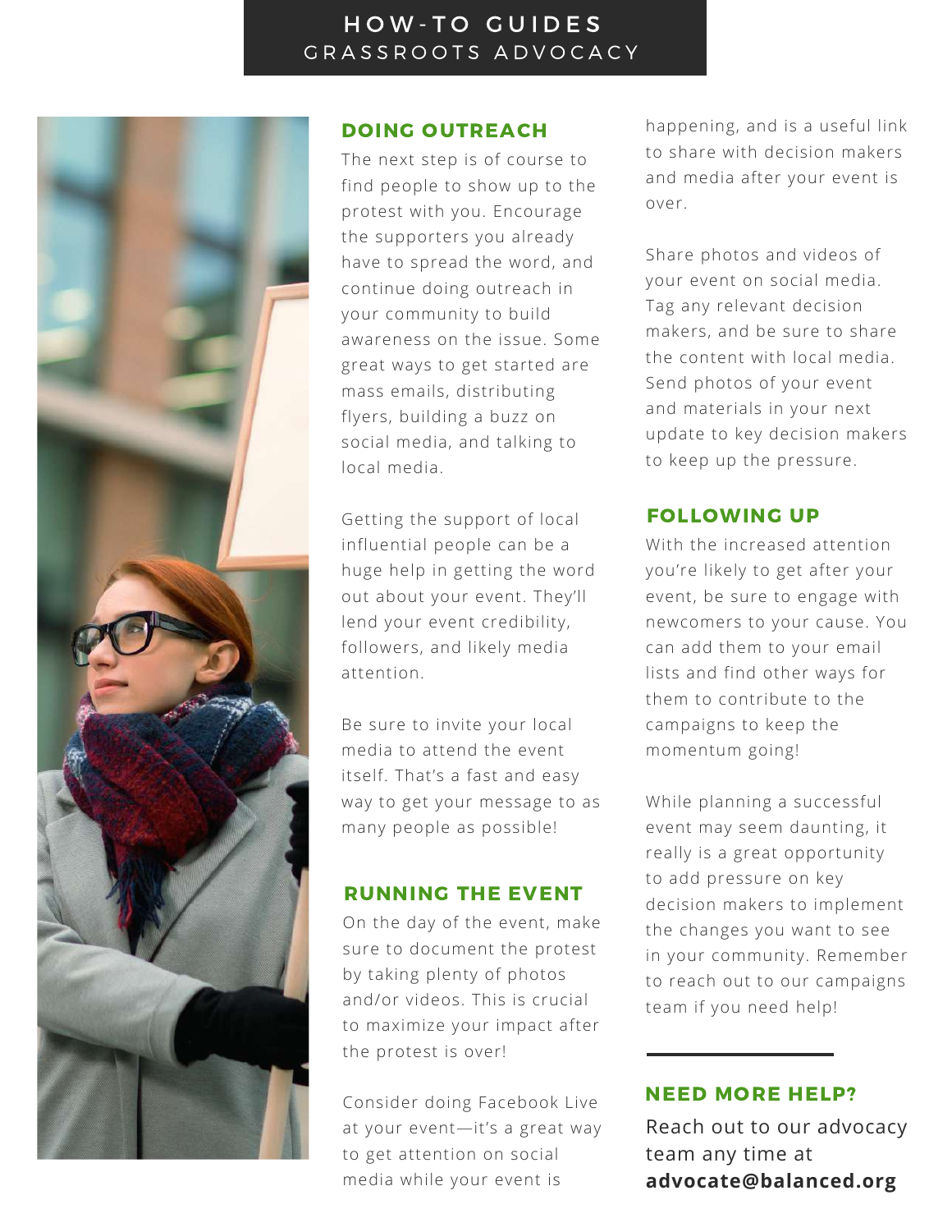# HOW-TO GUIDES
GRASSROOTS ADVOCACY

## DOING OUTREACH

The next step is of course to find people to show up to the protest with you. Encourage the supporters you already have to spread the word, and continue doing outreach in your community to build awareness on the issue. Some great ways to get started are mass emails, distributing flyers, building a buzz on social media, and talking to local media.

Getting the support of local influential people can be a huge help in getting the word out about your event. They'll lend your event credibility, followers, and likely media attention.

Be sure to invite your local media to attend the event itself. That's a fast and easy way to get your message to as many people as possible!

## RUNNING THE EVENT

On the day of the event, make sure to document the protest by taking plenty of photos and/or videos. This is crucial to maximize your impact after the protest is over!

Consider doing Facebook Live at your event—it's a great way to get attention on social media while your event is happening, and is a useful link to share with decision makers and media after your event is over.

Share photos and videos of your event on social media. Tag any relevant decision makers, and be sure to share the content with local media. Send photos of your event and materials in your next update to key decision makers to keep up the pressure.

## FOLLOWING UP

With the increased attention you're likely to get after your event, be sure to engage with newcomers to your cause. You can add them to your email lists and find other ways for them to contribute to the campaigns to keep the momentum going!

While planning a successful event may seem daunting, it really is a great opportunity to add pressure on key decision makers to implement the changes you want to see in your community. Remember to reach out to our campaigns team if you need help!

## NEED MORE HELP?

Reach out to our advocacy team any time at **advocate@balanced.org**